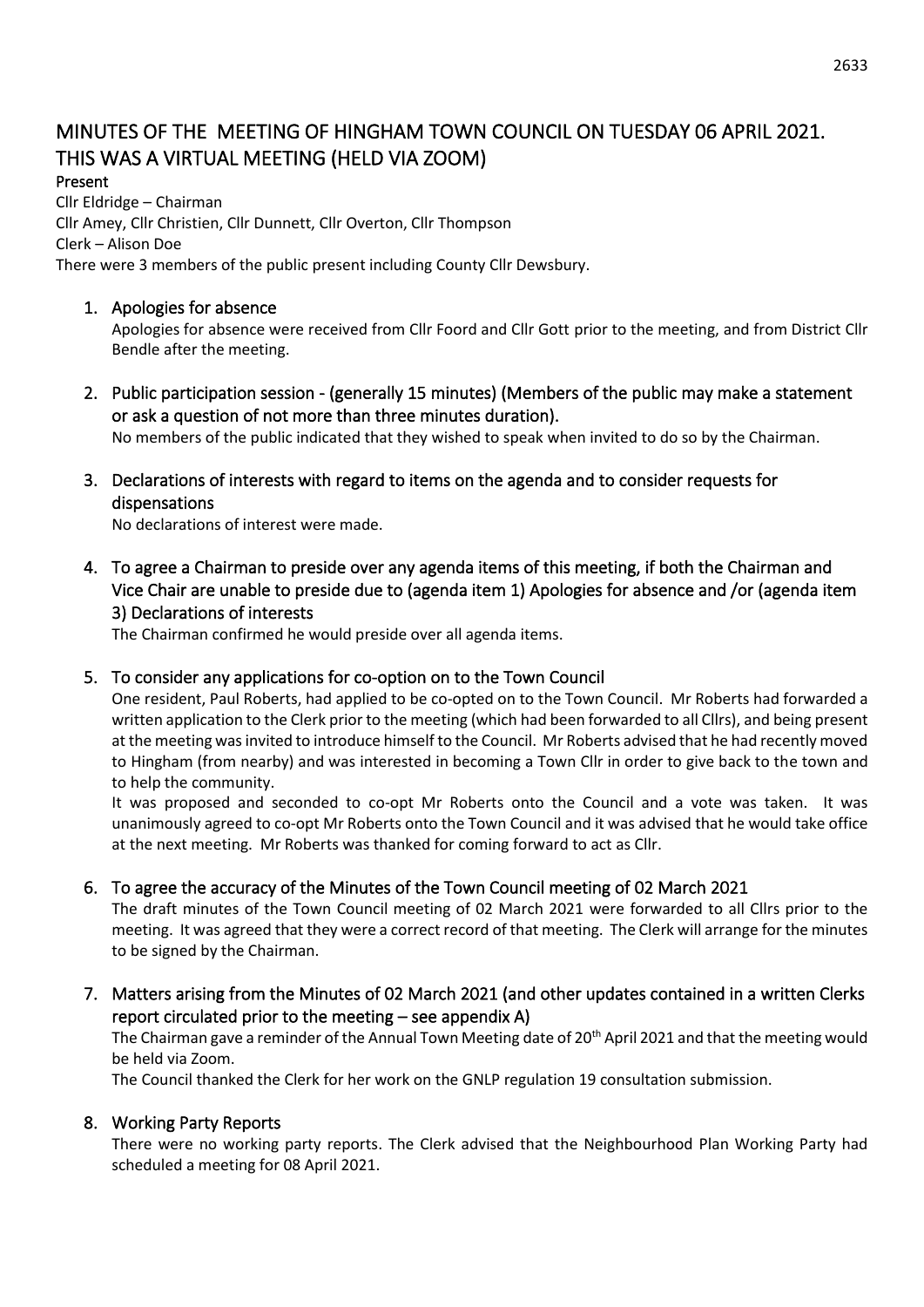# MINUTES OF THE MEETING OF HINGHAM TOWN COUNCIL ON TUESDAY 06 APRIL 2021. THIS WAS A VIRTUAL MEETING (HELD VIA ZOOM)

**Present**

Cllr Eldridge – Chairman
Cllr Amey, Cllr Christien, Cllr Dunnett, Cllr Overton, Cllr Thompson
Clerk – Alison Doe
There were 3 members of the public present including County Cllr Dewsbury.

1. **Apologies for absence**
   Apologies for absence were received from Cllr Foord and Cllr Gott prior to the meeting, and from District Cllr Bendle after the meeting.

2. **Public participation session - (generally 15 minutes) (Members of the public may make a statement or ask a question of not more than three minutes duration).**
   No members of the public indicated that they wished to speak when invited to do so by the Chairman.

3. **Declarations of interests with regard to items on the agenda and to consider requests for dispensations**
   No declarations of interest were made.

4. **To agree a Chairman to preside over any agenda items of this meeting, if both the Chairman and Vice Chair are unable to preside due to (agenda item 1) Apologies for absence and /or (agenda item 3) Declarations of interests**
   The Chairman confirmed he would preside over all agenda items.

5. **To consider any applications for co-option on to the Town Council**
   One resident, Paul Roberts, had applied to be co-opted on to the Town Council. Mr Roberts had forwarded a written application to the Clerk prior to the meeting (which had been forwarded to all Cllrs), and being present at the meeting was invited to introduce himself to the Council. Mr Roberts advised that he had recently moved to Hingham (from nearby) and was interested in becoming a Town Cllr in order to give back to the town and to help the community.
   It was proposed and seconded to co-opt Mr Roberts onto the Council and a vote was taken. It was unanimously agreed to co-opt Mr Roberts onto the Town Council and it was advised that he would take office at the next meeting. Mr Roberts was thanked for coming forward to act as Cllr.

6. **To agree the accuracy of the Minutes of the Town Council meeting of 02 March 2021**
   The draft minutes of the Town Council meeting of 02 March 2021 were forwarded to all Cllrs prior to the meeting. It was agreed that they were a correct record of that meeting. The Clerk will arrange for the minutes to be signed by the Chairman.

7. **Matters arising from the Minutes of 02 March 2021 (and other updates contained in a written Clerks report circulated prior to the meeting – see appendix A)**
   The Chairman gave a reminder of the Annual Town Meeting date of 20th April 2021 and that the meeting would be held via Zoom.
   The Council thanked the Clerk for her work on the GNLP regulation 19 consultation submission.

8. **Working Party Reports**
   There were no working party reports. The Clerk advised that the Neighbourhood Plan Working Party had scheduled a meeting for 08 April 2021.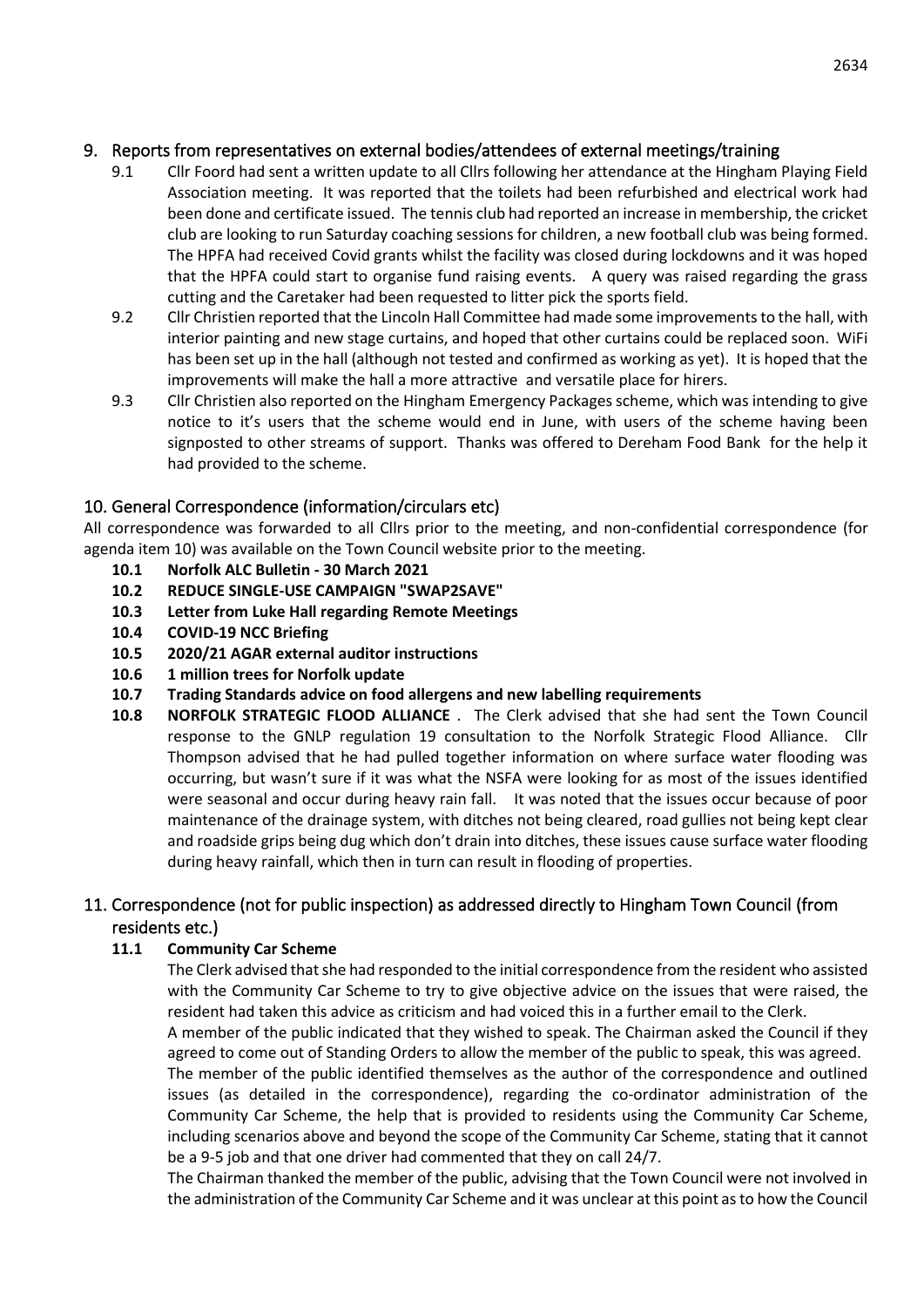## 9. Reports from representatives on external bodies/attendees of external meetings/training

9.1 Cllr Foord had sent a written update to all Cllrs following her attendance at the Hingham Playing Field Association meeting. It was reported that the toilets had been refurbished and electrical work had been done and certificate issued. The tennis club had reported an increase in membership, the cricket club are looking to run Saturday coaching sessions for children, a new football club was being formed. The HPFA had received Covid grants whilst the facility was closed during lockdowns and it was hoped that the HPFA could start to organise fund raising events. A query was raised regarding the grass cutting and the Caretaker had been requested to litter pick the sports field.

9.2 Cllr Christien reported that the Lincoln Hall Committee had made some improvements to the hall, with interior painting and new stage curtains, and hoped that other curtains could be replaced soon. WiFi has been set up in the hall (although not tested and confirmed as working as yet). It is hoped that the improvements will make the hall a more attractive and versatile place for hirers.

9.3 Cllr Christien also reported on the Hingham Emergency Packages scheme, which was intending to give notice to it's users that the scheme would end in June, with users of the scheme having been signposted to other streams of support. Thanks was offered to Dereham Food Bank for the help it had provided to the scheme.

## 10. General Correspondence (information/circulars etc)

All correspondence was forwarded to all Cllrs prior to the meeting, and non-confidential correspondence (for agenda item 10) was available on the Town Council website prior to the meeting.

**10.1 Norfolk ALC Bulletin - 30 March 2021**

**10.2 REDUCE SINGLE-USE CAMPAIGN "SWAP2SAVE"**

**10.3 Letter from Luke Hall regarding Remote Meetings**

**10.4 COVID-19 NCC Briefing**

**10.5 2020/21 AGAR external auditor instructions**

**10.6 1 million trees for Norfolk update**

**10.7 Trading Standards advice on food allergens and new labelling requirements**

**10.8 NORFOLK STRATEGIC FLOOD ALLIANCE**. The Clerk advised that she had sent the Town Council response to the GNLP regulation 19 consultation to the Norfolk Strategic Flood Alliance. Cllr Thompson advised that he had pulled together information on where surface water flooding was occurring, but wasn't sure if it was what the NSFA were looking for as most of the issues identified were seasonal and occur during heavy rain fall. It was noted that the issues occur because of poor maintenance of the drainage system, with ditches not being cleared, road gullies not being kept clear and roadside grips being dug which don't drain into ditches, these issues cause surface water flooding during heavy rainfall, which then in turn can result in flooding of properties.

## 11. Correspondence (not for public inspection) as addressed directly to Hingham Town Council (from residents etc.)

**11.1 Community Car Scheme**

The Clerk advised that she had responded to the initial correspondence from the resident who assisted with the Community Car Scheme to try to give objective advice on the issues that were raised, the resident had taken this advice as criticism and had voiced this in a further email to the Clerk.

A member of the public indicated that they wished to speak. The Chairman asked the Council if they agreed to come out of Standing Orders to allow the member of the public to speak, this was agreed.

The member of the public identified themselves as the author of the correspondence and outlined issues (as detailed in the correspondence), regarding the co-ordinator administration of the Community Car Scheme, the help that is provided to residents using the Community Car Scheme, including scenarios above and beyond the scope of the Community Car Scheme, stating that it cannot be a 9-5 job and that one driver had commented that they on call 24/7.

The Chairman thanked the member of the public, advising that the Town Council were not involved in the administration of the Community Car Scheme and it was unclear at this point as to how the Council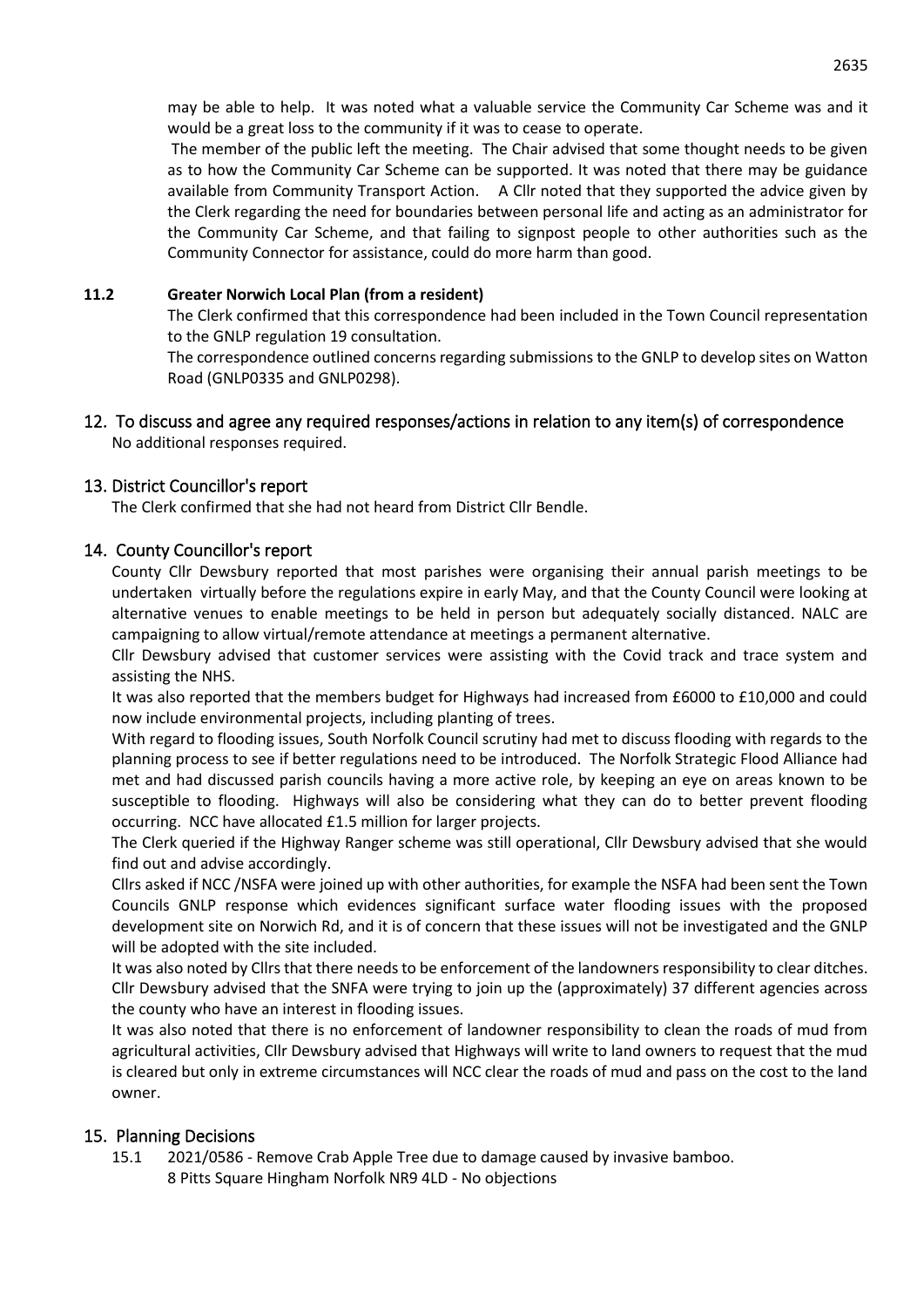may be able to help. It was noted what a valuable service the Community Car Scheme was and it would be a great loss to the community if it was to cease to operate.

The member of the public left the meeting. The Chair advised that some thought needs to be given as to how the Community Car Scheme can be supported. It was noted that there may be guidance available from Community Transport Action. A Cllr noted that they supported the advice given by the Clerk regarding the need for boundaries between personal life and acting as an administrator for the Community Car Scheme, and that failing to signpost people to other authorities such as the Community Connector for assistance, could do more harm than good.

**11.2 Greater Norwich Local Plan (from a resident)**

The Clerk confirmed that this correspondence had been included in the Town Council representation to the GNLP regulation 19 consultation.

The correspondence outlined concerns regarding submissions to the GNLP to develop sites on Watton Road (GNLP0335 and GNLP0298).

## 12. To discuss and agree any required responses/actions in relation to any item(s) of correspondence

No additional responses required.

## 13. District Councillor's report

The Clerk confirmed that she had not heard from District Cllr Bendle.

## 14. County Councillor's report

County Cllr Dewsbury reported that most parishes were organising their annual parish meetings to be undertaken virtually before the regulations expire in early May, and that the County Council were looking at alternative venues to enable meetings to be held in person but adequately socially distanced. NALC are campaigning to allow virtual/remote attendance at meetings a permanent alternative.

Cllr Dewsbury advised that customer services were assisting with the Covid track and trace system and assisting the NHS.

It was also reported that the members budget for Highways had increased from £6000 to £10,000 and could now include environmental projects, including planting of trees.

With regard to flooding issues, South Norfolk Council scrutiny had met to discuss flooding with regards to the planning process to see if better regulations need to be introduced. The Norfolk Strategic Flood Alliance had met and had discussed parish councils having a more active role, by keeping an eye on areas known to be susceptible to flooding. Highways will also be considering what they can do to better prevent flooding occurring. NCC have allocated £1.5 million for larger projects.

The Clerk queried if the Highway Ranger scheme was still operational, Cllr Dewsbury advised that she would find out and advise accordingly.

Cllrs asked if NCC /NSFA were joined up with other authorities, for example the NSFA had been sent the Town Councils GNLP response which evidences significant surface water flooding issues with the proposed development site on Norwich Rd, and it is of concern that these issues will not be investigated and the GNLP will be adopted with the site included.

It was also noted by Cllrs that there needs to be enforcement of the landowners responsibility to clear ditches. Cllr Dewsbury advised that the SNFA were trying to join up the (approximately) 37 different agencies across the county who have an interest in flooding issues.

It was also noted that there is no enforcement of landowner responsibility to clean the roads of mud from agricultural activities, Cllr Dewsbury advised that Highways will write to land owners to request that the mud is cleared but only in extreme circumstances will NCC clear the roads of mud and pass on the cost to the land owner.

## 15. Planning Decisions

15.1 2021/0586 - Remove Crab Apple Tree due to damage caused by invasive bamboo.
8 Pitts Square Hingham Norfolk NR9 4LD - No objections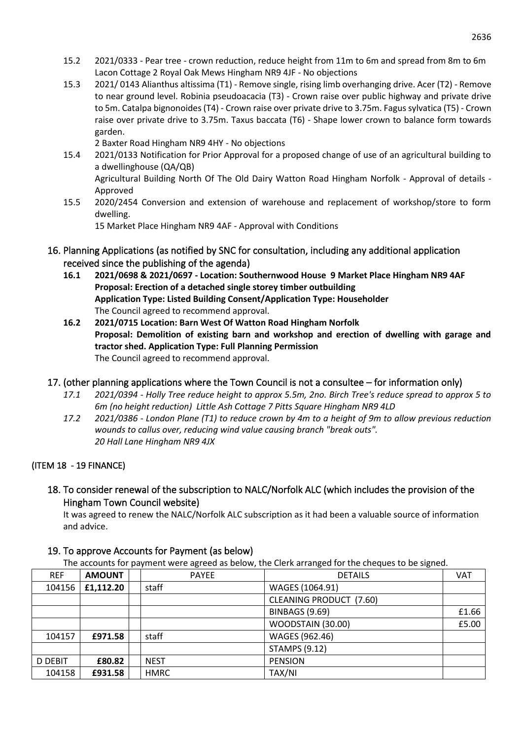15.2 2021/0333 - Pear tree - crown reduction, reduce height from 11m to 6m and spread from 8m to 6m Lacon Cottage 2 Royal Oak Mews Hingham NR9 4JF - No objections

15.3 2021/ 0143 Alianthus altissima (T1) - Remove single, rising limb overhanging drive. Acer (T2) - Remove to near ground level. Robinia pseudoacacia (T3) - Crown raise over public highway and private drive to 5m. Catalpa bignonoides (T4) - Crown raise over private drive to 3.75m. Fagus sylvatica (T5) - Crown raise over private drive to 3.75m. Taxus baccata (T6) - Shape lower crown to balance form towards garden.
2 Baxter Road Hingham NR9 4HY - No objections

15.4 2021/0133 Notification for Prior Approval for a proposed change of use of an agricultural building to a dwellinghouse (QA/QB)
Agricultural Building North Of The Old Dairy Watton Road Hingham Norfolk - Approval of details - Approved

15.5 2020/2454 Conversion and extension of warehouse and replacement of workshop/store to form dwelling.
15 Market Place Hingham NR9 4AF - Approval with Conditions

## 16. Planning Applications (as notified by SNC for consultation, including any additional application received since the publishing of the agenda)

**16.1 2021/0698 & 2021/0697 - Location: Southernwood House 9 Market Place Hingham NR9 4AF**
**Proposal: Erection of a detached single storey timber outbuilding**
**Application Type: Listed Building Consent/Application Type: Householder**
The Council agreed to recommend approval.

**16.2 2021/0715 Location: Barn West Of Watton Road Hingham Norfolk**
**Proposal: Demolition of existing barn and workshop and erection of dwelling with garage and tractor shed. Application Type: Full Planning Permission**
The Council agreed to recommend approval.

## 17. (other planning applications where the Town Council is not a consultee – for information only)

*17.1 2021/0394 - Holly Tree reduce height to approx 5.5m, 2no. Birch Tree's reduce spread to approx 5 to 6m (no height reduction) Little Ash Cottage 7 Pitts Square Hingham NR9 4LD*

*17.2 2021/0386 - London Plane (T1) to reduce crown by 4m to a height of 9m to allow previous reduction wounds to callus over, reducing wind value causing branch "break outs". 20 Hall Lane Hingham NR9 4JX*

(ITEM 18 - 19 FINANCE)

## 18. To consider renewal of the subscription to NALC/Norfolk ALC (which includes the provision of the Hingham Town Council website)

It was agreed to renew the NALC/Norfolk ALC subscription as it had been a valuable source of information and advice.

## 19. To approve Accounts for Payment (as below)

The accounts for payment were agreed as below, the Clerk arranged for the cheques to be signed.

| REF | AMOUNT | | PAYEE | DETAILS | VAT |
|---|---|---|---|---|---|
| 104156 | **£1,112.20** | | staff | WAGES (1064.91) | |
| | | | | CLEANING PRODUCT (7.60) | |
| | | | | BINBAGS (9.69) | £1.66 |
| | | | | WOODSTAIN (30.00) | £5.00 |
| 104157 | **£971.58** | | staff | WAGES (962.46) | |
| | | | | STAMPS (9.12) | |
| D DEBIT | **£80.82** | | NEST | PENSION | |
| 104158 | **£931.58** | | HMRC | TAX/NI | |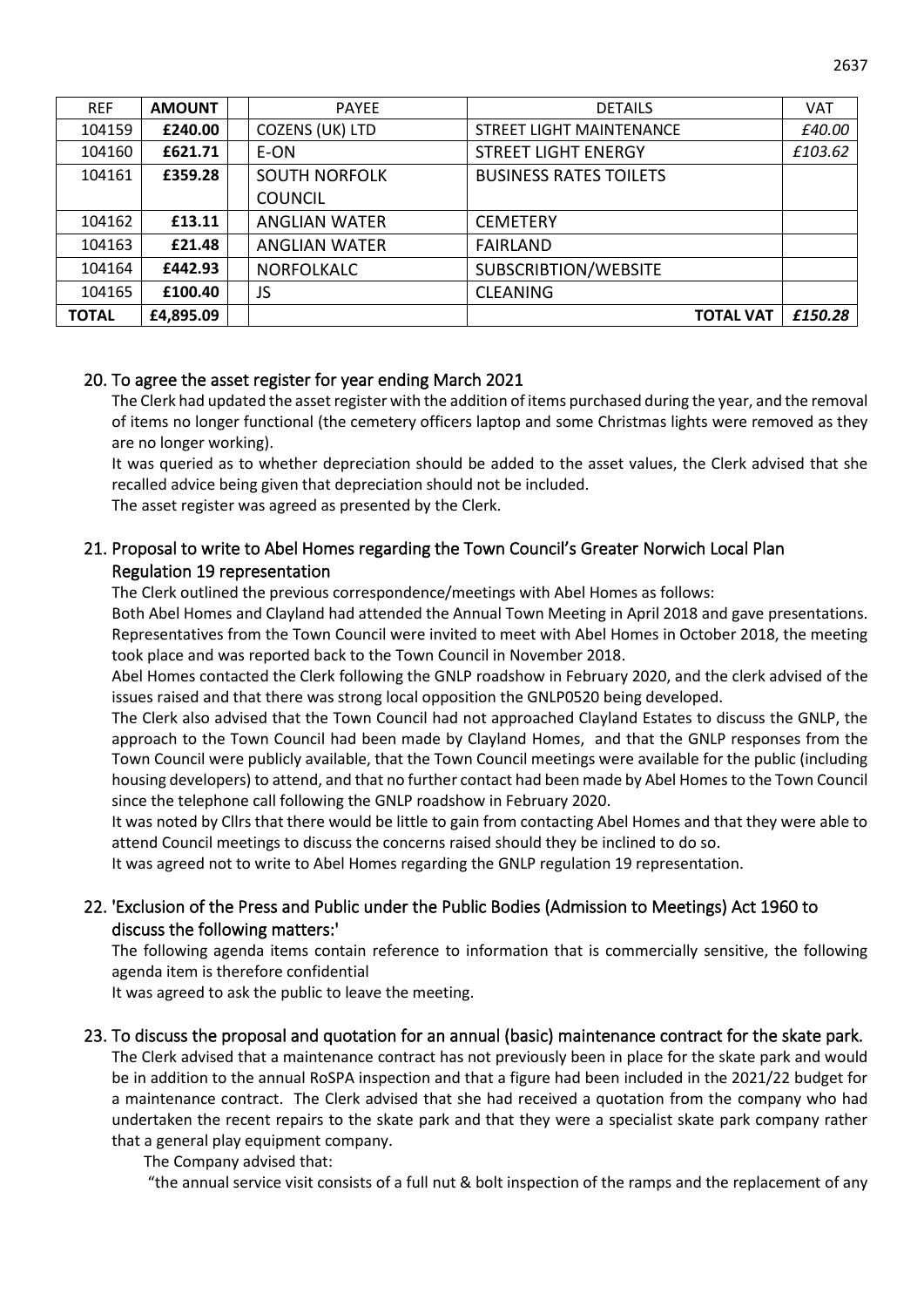| REF | AMOUNT | | PAYEE | DETAILS | VAT |
|---|---|---|---|---|---|
| 104159 | **£240.00** | | COZENS (UK) LTD | STREET LIGHT MAINTENANCE | *£40.00* |
| 104160 | **£621.71** | | E-ON | STREET LIGHT ENERGY | *£103.62* |
| 104161 | **£359.28** | | SOUTH NORFOLK COUNCIL | BUSINESS RATES TOILETS | |
| 104162 | **£13.11** | | ANGLIAN WATER | CEMETERY | |
| 104163 | **£21.48** | | ANGLIAN WATER | FAIRLAND | |
| 104164 | **£442.93** | | NORFOLKALC | SUBSCRIBTION/WEBSITE | |
| 104165 | **£100.40** | | JS | CLEANING | |
| **TOTAL** | **£4,895.09** | | | **TOTAL VAT** | ***£150.28*** |

## 20. To agree the asset register for year ending March 2021

The Clerk had updated the asset register with the addition of items purchased during the year, and the removal of items no longer functional (the cemetery officers laptop and some Christmas lights were removed as they are no longer working).

It was queried as to whether depreciation should be added to the asset values, the Clerk advised that she recalled advice being given that depreciation should not be included.

The asset register was agreed as presented by the Clerk.

## 21. Proposal to write to Abel Homes regarding the Town Council's Greater Norwich Local Plan Regulation 19 representation

The Clerk outlined the previous correspondence/meetings with Abel Homes as follows:

Both Abel Homes and Clayland had attended the Annual Town Meeting in April 2018 and gave presentations. Representatives from the Town Council were invited to meet with Abel Homes in October 2018, the meeting took place and was reported back to the Town Council in November 2018.

Abel Homes contacted the Clerk following the GNLP roadshow in February 2020, and the clerk advised of the issues raised and that there was strong local opposition the GNLP0520 being developed.

The Clerk also advised that the Town Council had not approached Clayland Estates to discuss the GNLP, the approach to the Town Council had been made by Clayland Homes, and that the GNLP responses from the Town Council were publicly available, that the Town Council meetings were available for the public (including housing developers) to attend, and that no further contact had been made by Abel Homes to the Town Council since the telephone call following the GNLP roadshow in February 2020.

It was noted by Cllrs that there would be little to gain from contacting Abel Homes and that they were able to attend Council meetings to discuss the concerns raised should they be inclined to do so.

It was agreed not to write to Abel Homes regarding the GNLP regulation 19 representation.

## 22. 'Exclusion of the Press and Public under the Public Bodies (Admission to Meetings) Act 1960 to discuss the following matters:'

The following agenda items contain reference to information that is commercially sensitive, the following agenda item is therefore confidential

It was agreed to ask the public to leave the meeting.

## 23. To discuss the proposal and quotation for an annual (basic) maintenance contract for the skate park.

The Clerk advised that a maintenance contract has not previously been in place for the skate park and would be in addition to the annual RoSPA inspection and that a figure had been included in the 2021/22 budget for a maintenance contract. The Clerk advised that she had received a quotation from the company who had undertaken the recent repairs to the skate park and that they were a specialist skate park company rather that a general play equipment company.

The Company advised that:

"the annual service visit consists of a full nut & bolt inspection of the ramps and the replacement of any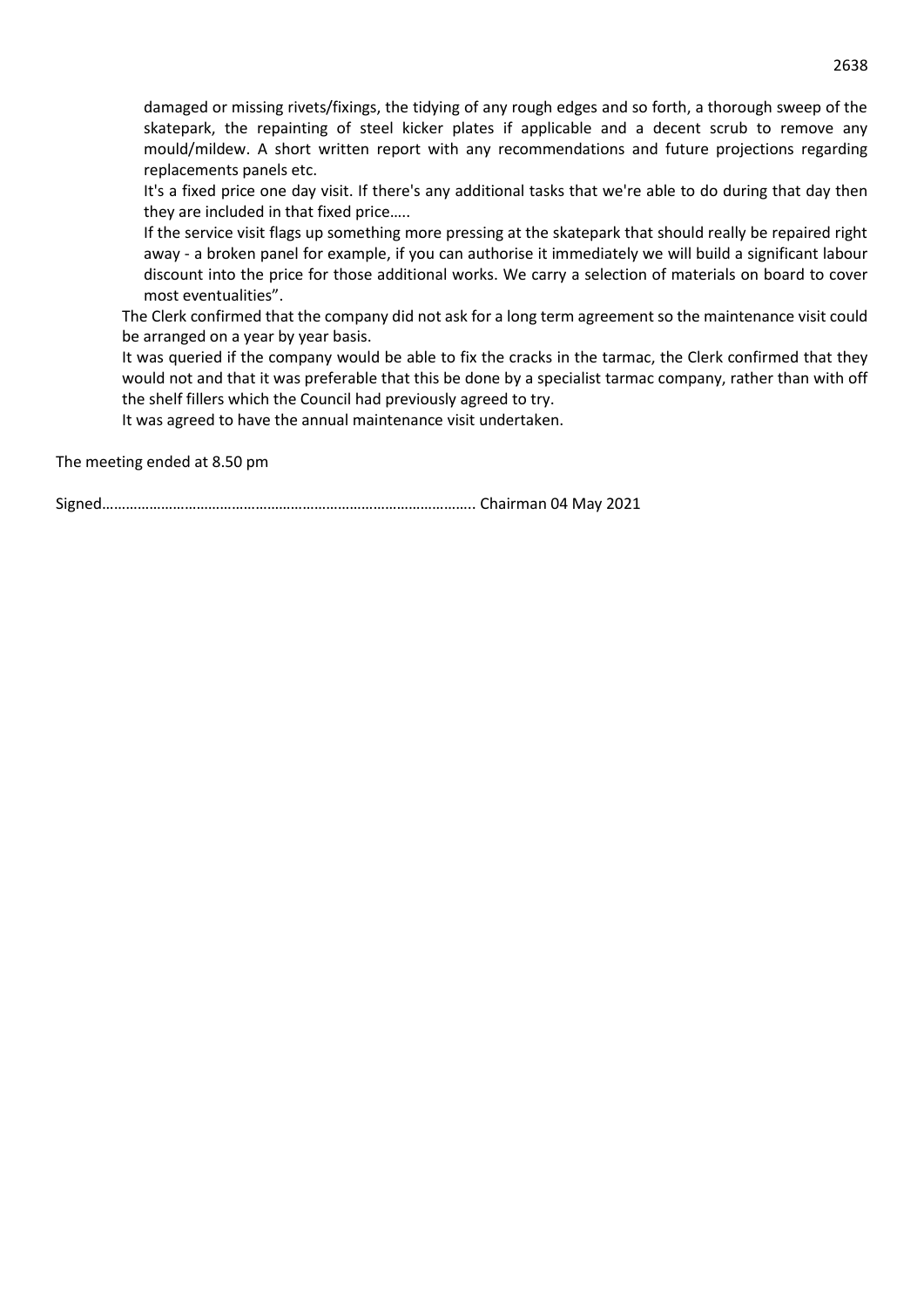damaged or missing rivets/fixings, the tidying of any rough edges and so forth, a thorough sweep of the skatepark, the repainting of steel kicker plates if applicable and a decent scrub to remove any mould/mildew. A short written report with any recommendations and future projections regarding replacements panels etc.

It's a fixed price one day visit. If there's any additional tasks that we're able to do during that day then they are included in that fixed price…..

If the service visit flags up something more pressing at the skatepark that should really be repaired right away - a broken panel for example, if you can authorise it immediately we will build a significant labour discount into the price for those additional works. We carry a selection of materials on board to cover most eventualities".

The Clerk confirmed that the company did not ask for a long term agreement so the maintenance visit could be arranged on a year by year basis.

It was queried if the company would be able to fix the cracks in the tarmac, the Clerk confirmed that they would not and that it was preferable that this be done by a specialist tarmac company, rather than with off the shelf fillers which the Council had previously agreed to try.

It was agreed to have the annual maintenance visit undertaken.

The meeting ended at 8.50 pm

Signed………………………………………………………………………………….. Chairman 04 May 2021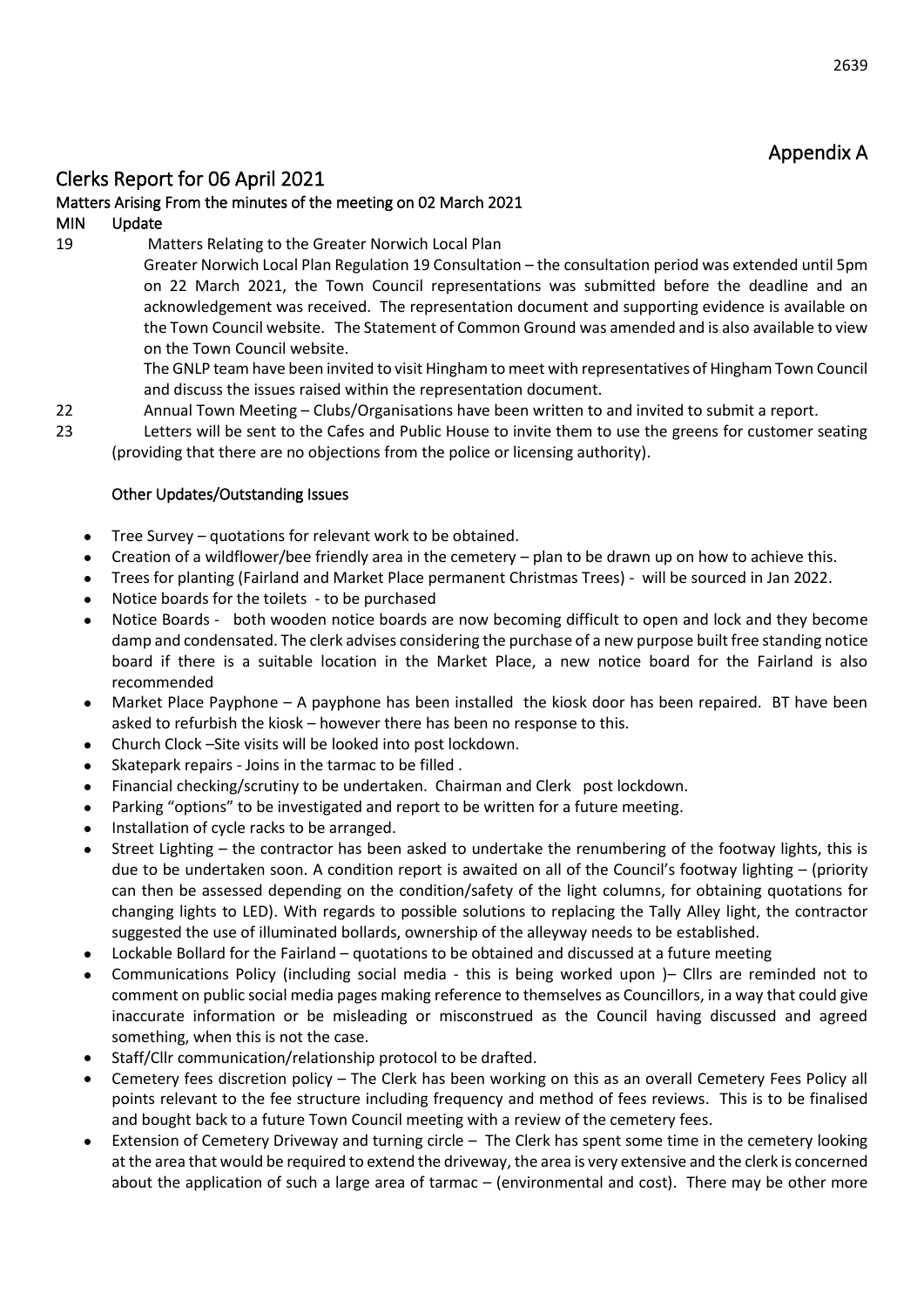# Appendix A

## Clerks Report for 06 April 2021

### Matters Arising From the minutes of the meeting on 02 March 2021

**MIN Update**

19 Matters Relating to the Greater Norwich Local Plan

Greater Norwich Local Plan Regulation 19 Consultation – the consultation period was extended until 5pm on 22 March 2021, the Town Council representations was submitted before the deadline and an acknowledgement was received. The representation document and supporting evidence is available on the Town Council website. The Statement of Common Ground was amended and is also available to view on the Town Council website.

The GNLP team have been invited to visit Hingham to meet with representatives of Hingham Town Council and discuss the issues raised within the representation document.

22 Annual Town Meeting – Clubs/Organisations have been written to and invited to submit a report.

23 Letters will be sent to the Cafes and Public House to invite them to use the greens for customer seating (providing that there are no objections from the police or licensing authority).

### Other Updates/Outstanding Issues

- Tree Survey – quotations for relevant work to be obtained.
- Creation of a wildflower/bee friendly area in the cemetery – plan to be drawn up on how to achieve this.
- Trees for planting (Fairland and Market Place permanent Christmas Trees) - will be sourced in Jan 2022.
- Notice boards for the toilets - to be purchased
- Notice Boards - both wooden notice boards are now becoming difficult to open and lock and they become damp and condensated. The clerk advises considering the purchase of a new purpose built free standing notice board if there is a suitable location in the Market Place, a new notice board for the Fairland is also recommended
- Market Place Payphone – A payphone has been installed the kiosk door has been repaired. BT have been asked to refurbish the kiosk – however there has been no response to this.
- Church Clock –Site visits will be looked into post lockdown.
- Skatepark repairs - Joins in the tarmac to be filled .
- Financial checking/scrutiny to be undertaken. Chairman and Clerk post lockdown.
- Parking "options" to be investigated and report to be written for a future meeting.
- Installation of cycle racks to be arranged.
- Street Lighting – the contractor has been asked to undertake the renumbering of the footway lights, this is due to be undertaken soon. A condition report is awaited on all of the Council's footway lighting – (priority can then be assessed depending on the condition/safety of the light columns, for obtaining quotations for changing lights to LED). With regards to possible solutions to replacing the Tally Alley light, the contractor suggested the use of illuminated bollards, ownership of the alleyway needs to be established.
- Lockable Bollard for the Fairland – quotations to be obtained and discussed at a future meeting
- Communications Policy (including social media - this is being worked upon )– Cllrs are reminded not to comment on public social media pages making reference to themselves as Councillors, in a way that could give inaccurate information or be misleading or misconstrued as the Council having discussed and agreed something, when this is not the case.
- Staff/Cllr communication/relationship protocol to be drafted.
- Cemetery fees discretion policy – The Clerk has been working on this as an overall Cemetery Fees Policy all points relevant to the fee structure including frequency and method of fees reviews. This is to be finalised and bought back to a future Town Council meeting with a review of the cemetery fees.
- Extension of Cemetery Driveway and turning circle – The Clerk has spent some time in the cemetery looking at the area that would be required to extend the driveway, the area is very extensive and the clerk is concerned about the application of such a large area of tarmac – (environmental and cost). There may be other more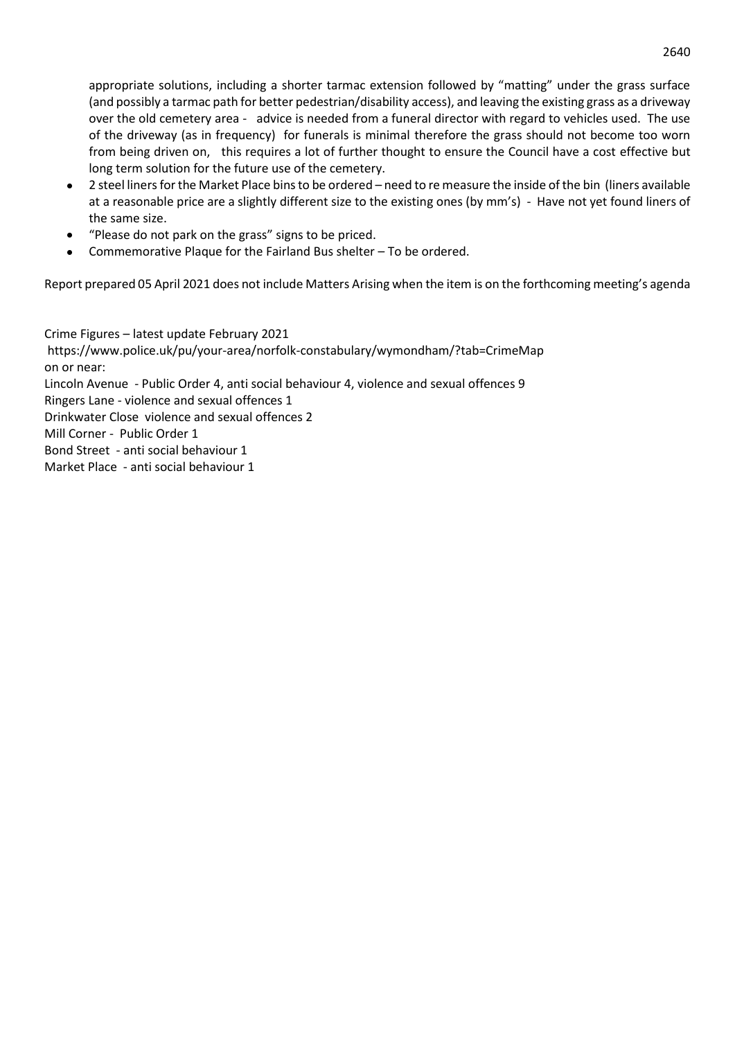appropriate solutions, including a shorter tarmac extension followed by "matting" under the grass surface (and possibly a tarmac path for better pedestrian/disability access), and leaving the existing grass as a driveway over the old cemetery area - advice is needed from a funeral director with regard to vehicles used. The use of the driveway (as in frequency) for funerals is minimal therefore the grass should not become too worn from being driven on, this requires a lot of further thought to ensure the Council have a cost effective but long term solution for the future use of the cemetery.

- 2 steel liners for the Market Place bins to be ordered – need to re measure the inside of the bin (liners available at a reasonable price are a slightly different size to the existing ones (by mm's) - Have not yet found liners of the same size.
- "Please do not park on the grass" signs to be priced.
- Commemorative Plaque for the Fairland Bus shelter – To be ordered.

Report prepared 05 April 2021 does not include Matters Arising when the item is on the forthcoming meeting's agenda

Crime Figures – latest update February 2021
https://www.police.uk/pu/your-area/norfolk-constabulary/wymondham/?tab=CrimeMap
on or near:
Lincoln Avenue - Public Order 4, anti social behaviour 4, violence and sexual offences 9
Ringers Lane - violence and sexual offences 1
Drinkwater Close violence and sexual offences 2
Mill Corner - Public Order 1
Bond Street - anti social behaviour 1
Market Place - anti social behaviour 1